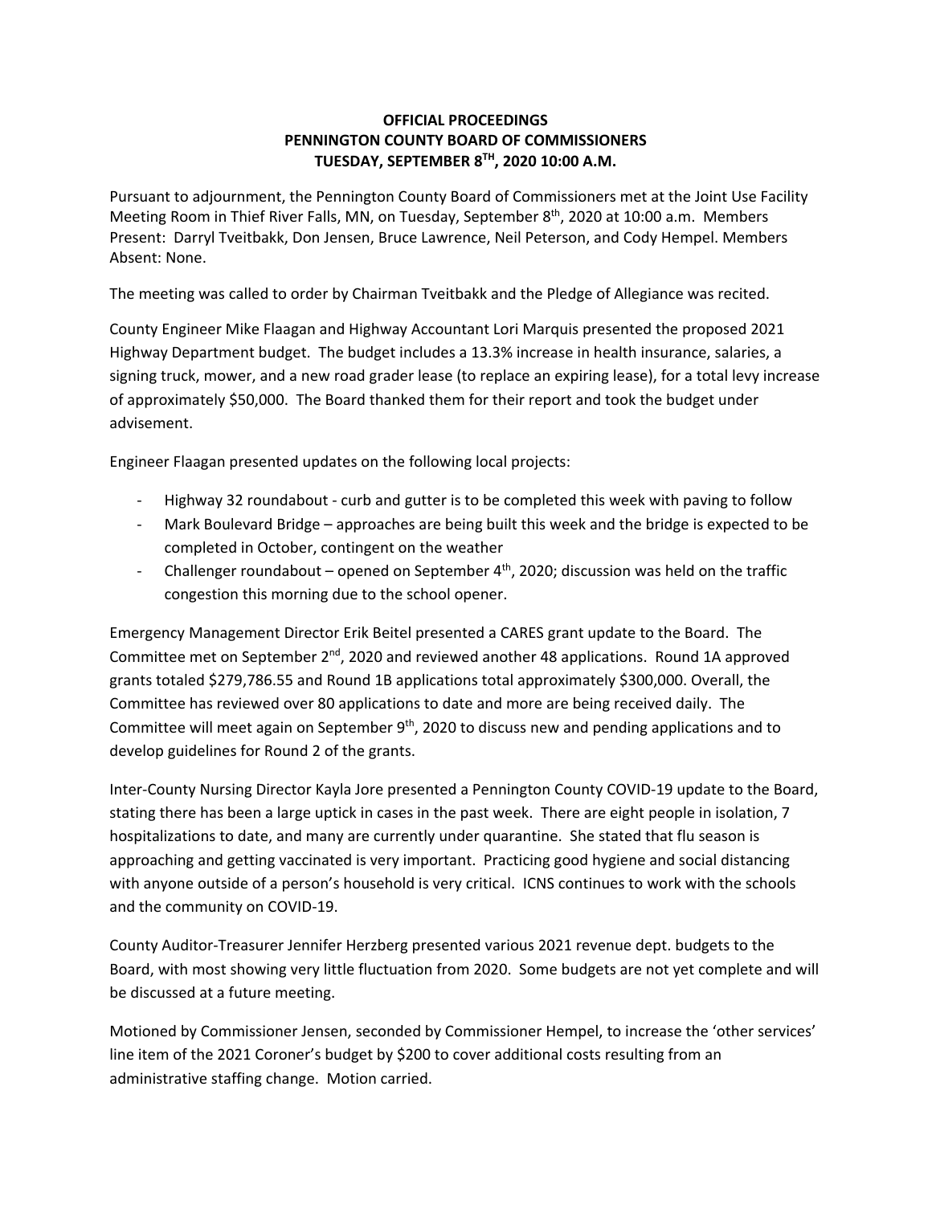**OFFICIAL PROCEEDINGS**
**PENNINGTON COUNTY BOARD OF COMMISSIONERS**
**TUESDAY, SEPTEMBER 8TH, 2020 10:00 A.M.**

Pursuant to adjournment, the Pennington County Board of Commissioners met at the Joint Use Facility Meeting Room in Thief River Falls, MN, on Tuesday, September 8th, 2020 at 10:00 a.m. Members Present: Darryl Tveitbakk, Don Jensen, Bruce Lawrence, Neil Peterson, and Cody Hempel. Members Absent: None.

The meeting was called to order by Chairman Tveitbakk and the Pledge of Allegiance was recited.

County Engineer Mike Flaagan and Highway Accountant Lori Marquis presented the proposed 2021 Highway Department budget. The budget includes a 13.3% increase in health insurance, salaries, a signing truck, mower, and a new road grader lease (to replace an expiring lease), for a total levy increase of approximately $50,000. The Board thanked them for their report and took the budget under advisement.

Engineer Flaagan presented updates on the following local projects:

- Highway 32 roundabout - curb and gutter is to be completed this week with paving to follow
- Mark Boulevard Bridge – approaches are being built this week and the bridge is expected to be completed in October, contingent on the weather
- Challenger roundabout – opened on September 4th, 2020; discussion was held on the traffic congestion this morning due to the school opener.

Emergency Management Director Erik Beitel presented a CARES grant update to the Board. The Committee met on September 2nd, 2020 and reviewed another 48 applications. Round 1A approved grants totaled $279,786.55 and Round 1B applications total approximately $300,000. Overall, the Committee has reviewed over 80 applications to date and more are being received daily. The Committee will meet again on September 9th, 2020 to discuss new and pending applications and to develop guidelines for Round 2 of the grants.

Inter-County Nursing Director Kayla Jore presented a Pennington County COVID-19 update to the Board, stating there has been a large uptick in cases in the past week. There are eight people in isolation, 7 hospitalizations to date, and many are currently under quarantine. She stated that flu season is approaching and getting vaccinated is very important. Practicing good hygiene and social distancing with anyone outside of a person's household is very critical. ICNS continues to work with the schools and the community on COVID-19.

County Auditor-Treasurer Jennifer Herzberg presented various 2021 revenue dept. budgets to the Board, with most showing very little fluctuation from 2020. Some budgets are not yet complete and will be discussed at a future meeting.

Motioned by Commissioner Jensen, seconded by Commissioner Hempel, to increase the 'other services' line item of the 2021 Coroner's budget by $200 to cover additional costs resulting from an administrative staffing change. Motion carried.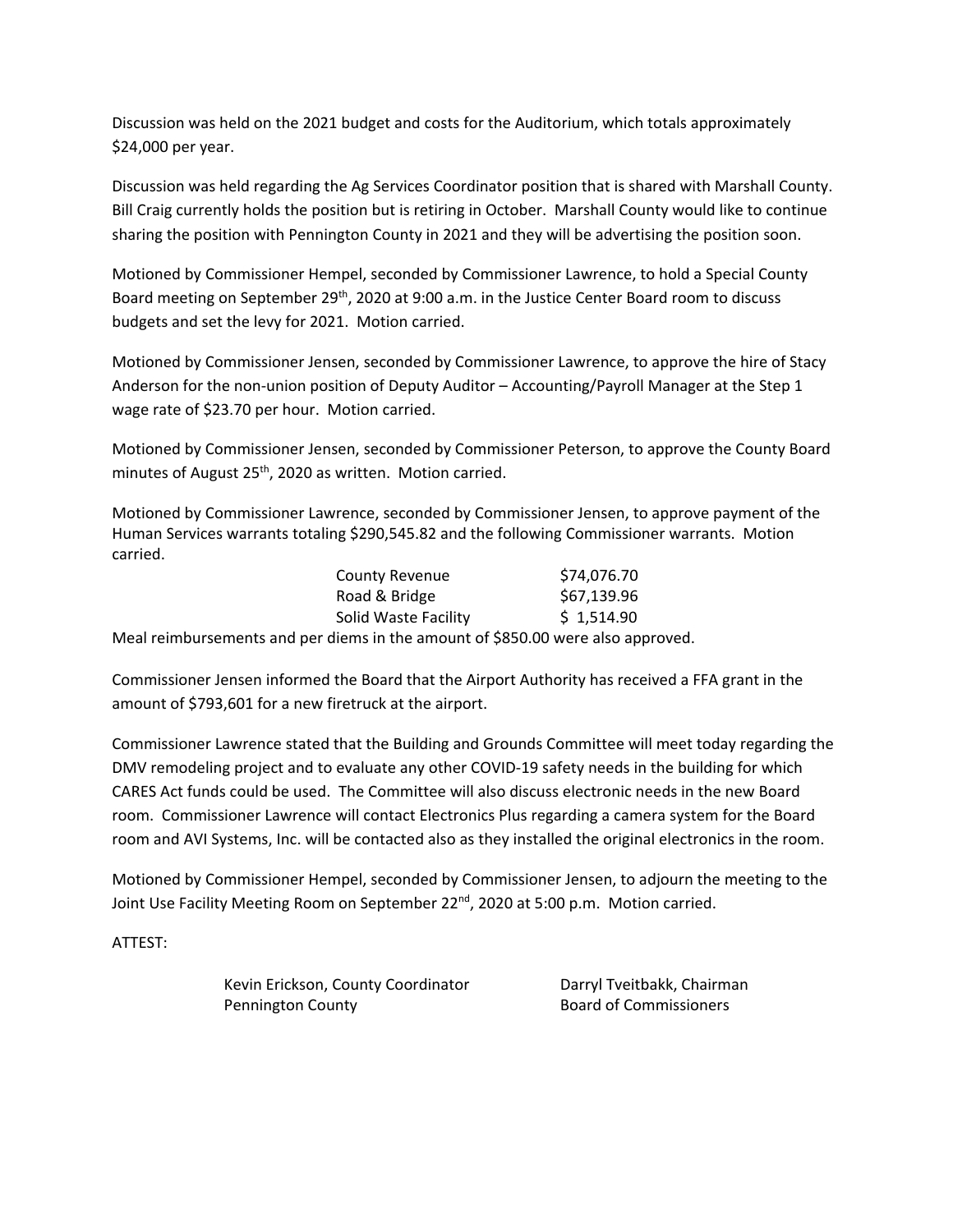Discussion was held on the 2021 budget and costs for the Auditorium, which totals approximately $24,000 per year.

Discussion was held regarding the Ag Services Coordinator position that is shared with Marshall County. Bill Craig currently holds the position but is retiring in October. Marshall County would like to continue sharing the position with Pennington County in 2021 and they will be advertising the position soon.

Motioned by Commissioner Hempel, seconded by Commissioner Lawrence, to hold a Special County Board meeting on September 29th, 2020 at 9:00 a.m. in the Justice Center Board room to discuss budgets and set the levy for 2021. Motion carried.

Motioned by Commissioner Jensen, seconded by Commissioner Lawrence, to approve the hire of Stacy Anderson for the non-union position of Deputy Auditor – Accounting/Payroll Manager at the Step 1 wage rate of $23.70 per hour. Motion carried.

Motioned by Commissioner Jensen, seconded by Commissioner Peterson, to approve the County Board minutes of August 25th, 2020 as written. Motion carried.

Motioned by Commissioner Lawrence, seconded by Commissioner Jensen, to approve payment of the Human Services warrants totaling $290,545.82 and the following Commissioner warrants. Motion carried.

| | |
|---|---|
| County Revenue | $74,076.70 |
| Road & Bridge | $67,139.96 |
| Solid Waste Facility | $ 1,514.90 |

Meal reimbursements and per diems in the amount of $850.00 were also approved.

Commissioner Jensen informed the Board that the Airport Authority has received a FFA grant in the amount of $793,601 for a new firetruck at the airport.

Commissioner Lawrence stated that the Building and Grounds Committee will meet today regarding the DMV remodeling project and to evaluate any other COVID-19 safety needs in the building for which CARES Act funds could be used. The Committee will also discuss electronic needs in the new Board room. Commissioner Lawrence will contact Electronics Plus regarding a camera system for the Board room and AVI Systems, Inc. will be contacted also as they installed the original electronics in the room.

Motioned by Commissioner Hempel, seconded by Commissioner Jensen, to adjourn the meeting to the Joint Use Facility Meeting Room on September 22nd, 2020 at 5:00 p.m. Motion carried.

ATTEST:

Kevin Erickson, County Coordinator
Pennington County

Darryl Tveitbakk, Chairman
Board of Commissioners